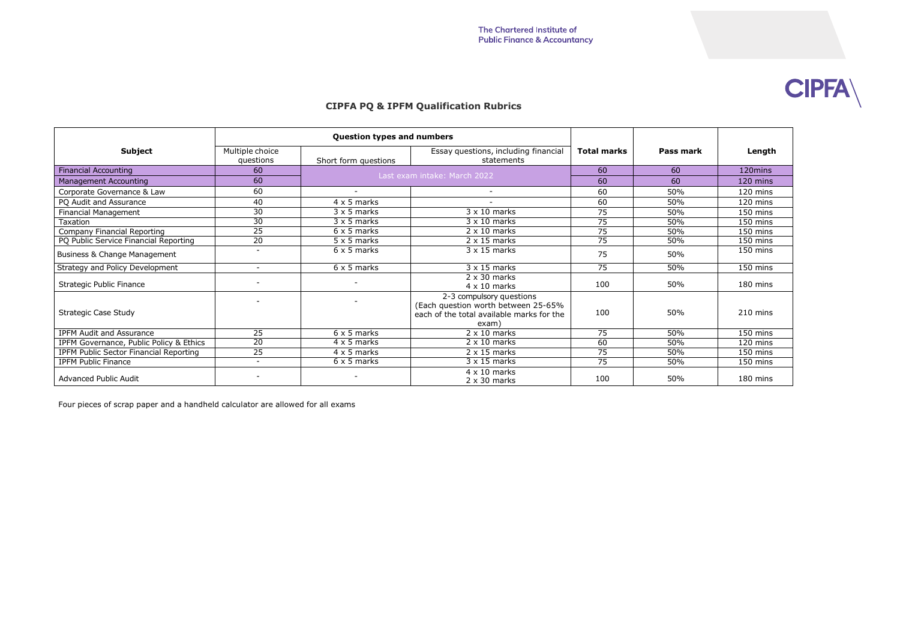The Chartered Institute of Public Finance & Accountancy

CIPFA

## CIPFA PQ & IPFM Qualification Rubrics

| Subject | Question types and numbers | | | Total marks | Pass mark | Length |
|---|---|---|---|---|---|---|
| | Multiple choice questions | Short form questions | Essay questions, including financial statements | | | |
| Financial Accounting | 60 | Last exam intake: March 2022 | | 60 | 60 | 120mins |
| Management Accounting | 60 | | | 60 | 60 | 120 mins |
| Corporate Governance & Law | 60 | - | - | 60 | 50% | 120 mins |
| PQ Audit and Assurance | 40 | 4 x 5 marks | - | 60 | 50% | 120 mins |
| Financial Management | 30 | 3 x 5 marks | 3 x 10 marks | 75 | 50% | 150 mins |
| Taxation | 30 | 3 x 5 marks | 3 x 10 marks | 75 | 50% | 150 mins |
| Company Financial Reporting | 25 | 6 x 5 marks | 2 x 10 marks | 75 | 50% | 150 mins |
| PQ Public Service Financial Reporting | 20 | 5 x 5 marks | 2 x 15 marks | 75 | 50% | 150 mins |
| Business & Change Management | - | 6 x 5 marks | 3 x 15 marks | 75 | 50% | 150 mins |
| Strategy and Policy Development | - | 6 x 5 marks | 3 x 15 marks | 75 | 50% | 150 mins |
| Strategic Public Finance | - | - | 2 x 30 marks<br>4 x 10 marks | 100 | 50% | 180 mins |
| Strategic Case Study | - | - | 2-3 compulsory questions (Each question worth between 25-65% each of the total available marks for the exam) | 100 | 50% | 210 mins |
| IPFM Audit and Assurance | 25 | 6 x 5 marks | 2 x 10 marks | 75 | 50% | 150 mins |
| IPFM Governance, Public Policy & Ethics | 20 | 4 x 5 marks | 2 x 10 marks | 60 | 50% | 120 mins |
| IPFM Public Sector Financial Reporting | 25 | 4 x 5 marks | 2 x 15 marks | 75 | 50% | 150 mins |
| IPFM Public Finance | - | 6 x 5 marks | 3 x 15 marks | 75 | 50% | 150 mins |
| Advanced Public Audit | - | - | 4 x 10 marks<br>2 x 30 marks | 100 | 50% | 180 mins |

Four pieces of scrap paper and a handheld calculator are allowed for all exams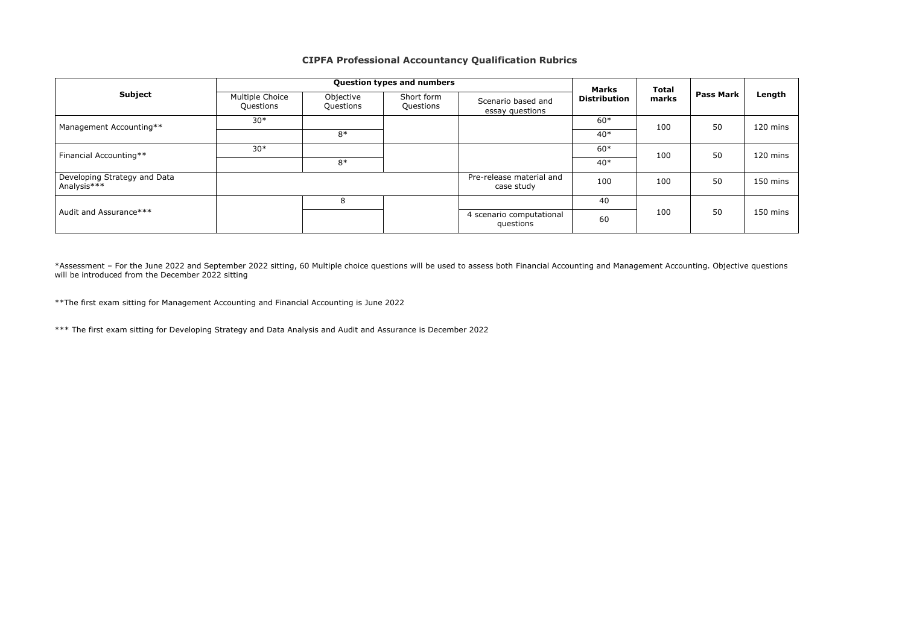**CIPFA Professional Accountancy Qualification Rubrics**

| Subject | Question types and numbers | | | | Marks Distribution | Total marks | Pass Mark | Length |
|---|---|---|---|---|---|---|---|---|
| | Multiple Choice Questions | Objective Questions | Short form Questions | Scenario based and essay questions | | | | |
| Management Accounting** | 30* | | | | 60* | 100 | 50 | 120 mins |
| | | 8* | | | 40* | | | |
| Financial Accounting** | 30* | | | | 60* | 100 | 50 | 120 mins |
| | | 8* | | | 40* | | | |
| Developing Strategy and Data Analysis*** | | | | Pre-release material and case study | 100 | 100 | 50 | 150 mins |
| Audit and Assurance*** | | 8 | | | 40 | 100 | 50 | 150 mins |
| | | | | 4 scenario computational questions | 60 | | | |

*Assessment – For the June 2022 and September 2022 sitting, 60 Multiple choice questions will be used to assess both Financial Accounting and Management Accounting. Objective questions will be introduced from the December 2022 sitting

**The first exam sitting for Management Accounting and Financial Accounting is June 2022

*** The first exam sitting for Developing Strategy and Data Analysis and Audit and Assurance is December 2022